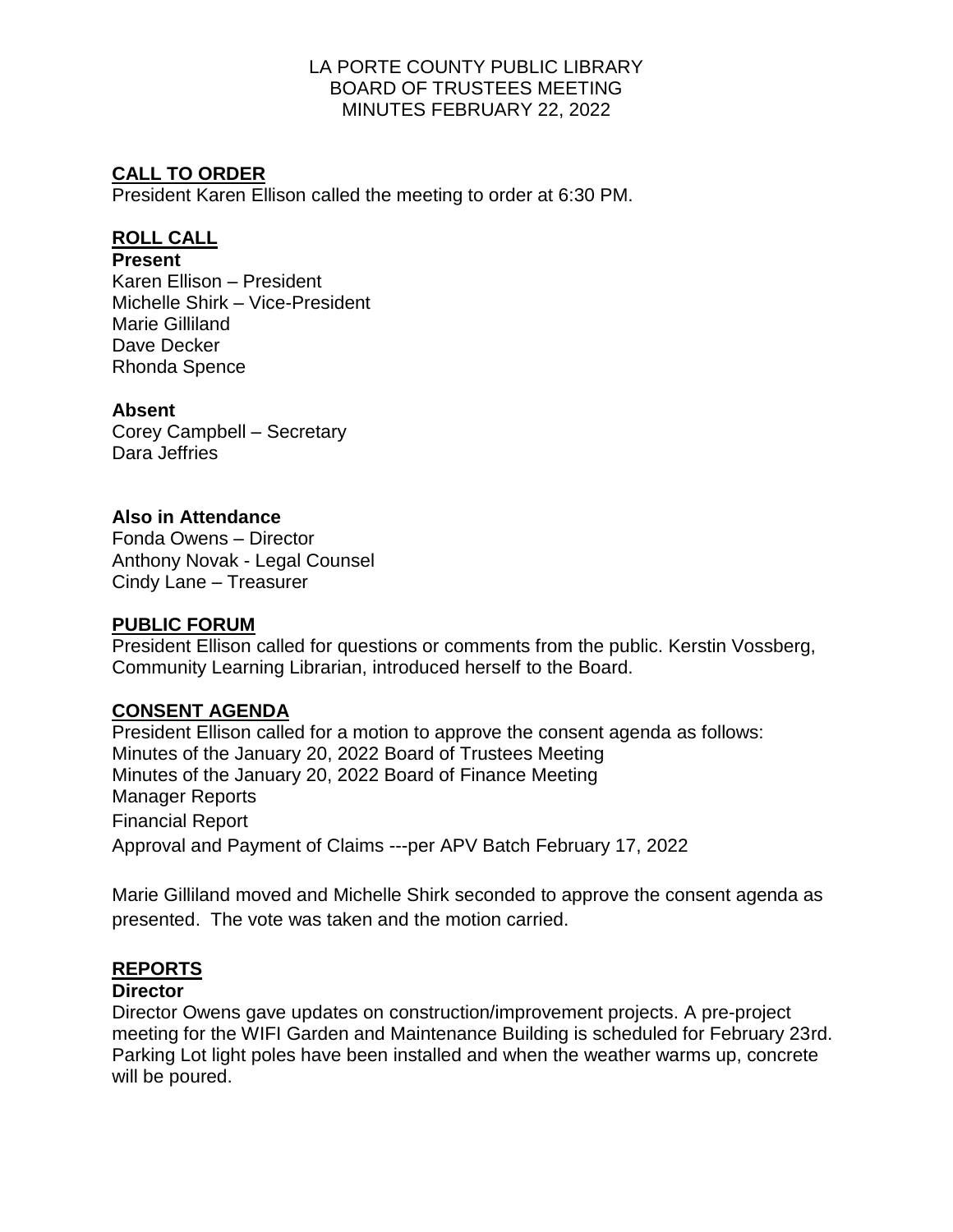LA PORTE COUNTY PUBLIC LIBRARY
BOARD OF TRUSTEES MEETING
MINUTES FEBRUARY 22, 2022

## CALL TO ORDER

President Karen Ellison called the meeting to order at 6:30 PM.

## ROLL CALL

**Present**

Karen Ellison – President
Michelle Shirk – Vice-President
Marie Gilliland
Dave Decker
Rhonda Spence

**Absent**

Corey Campbell – Secretary
Dara Jeffries

**Also in Attendance**

Fonda Owens – Director
Anthony Novak - Legal Counsel
Cindy Lane – Treasurer

## PUBLIC FORUM

President Ellison called for questions or comments from the public. Kerstin Vossberg, Community Learning Librarian, introduced herself to the Board.

## CONSENT AGENDA

President Ellison called for a motion to approve the consent agenda as follows:
Minutes of the January 20, 2022 Board of Trustees Meeting
Minutes of the January 20, 2022 Board of Finance Meeting
Manager Reports
Financial Report
Approval and Payment of Claims ---per APV Batch February 17, 2022

Marie Gilliland moved and Michelle Shirk seconded to approve the consent agenda as presented. The vote was taken and the motion carried.

## REPORTS

**Director**

Director Owens gave updates on construction/improvement projects. A pre-project meeting for the WIFI Garden and Maintenance Building is scheduled for February 23rd. Parking Lot light poles have been installed and when the weather warms up, concrete will be poured.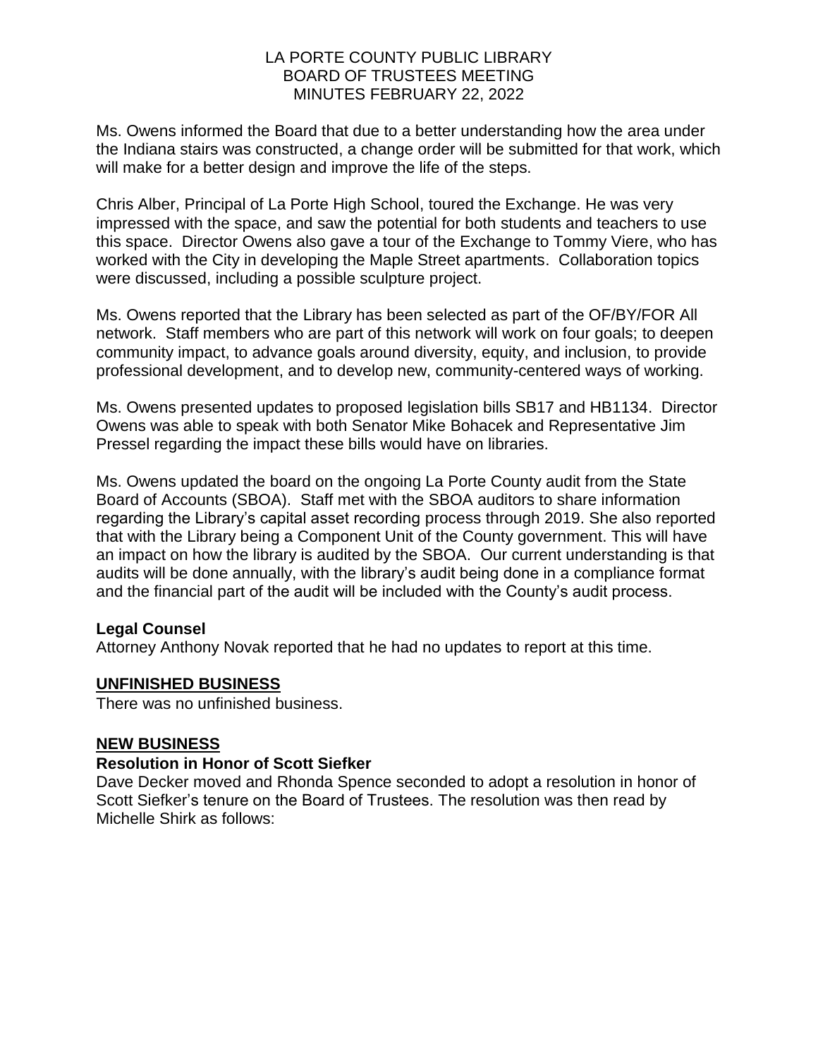Ms. Owens informed the Board that due to a better understanding how the area under the Indiana stairs was constructed, a change order will be submitted for that work, which will make for a better design and improve the life of the steps.

Chris Alber, Principal of La Porte High School, toured the Exchange. He was very impressed with the space, and saw the potential for both students and teachers to use this space. Director Owens also gave a tour of the Exchange to Tommy Viere, who has worked with the City in developing the Maple Street apartments. Collaboration topics were discussed, including a possible sculpture project.

Ms. Owens reported that the Library has been selected as part of the OF/BY/FOR All network. Staff members who are part of this network will work on four goals; to deepen community impact, to advance goals around diversity, equity, and inclusion, to provide professional development, and to develop new, community-centered ways of working.

Ms. Owens presented updates to proposed legislation bills SB17 and HB1134. Director Owens was able to speak with both Senator Mike Bohacek and Representative Jim Pressel regarding the impact these bills would have on libraries.

Ms. Owens updated the board on the ongoing La Porte County audit from the State Board of Accounts (SBOA). Staff met with the SBOA auditors to share information regarding the Library's capital asset recording process through 2019. She also reported that with the Library being a Component Unit of the County government. This will have an impact on how the library is audited by the SBOA. Our current understanding is that audits will be done annually, with the library's audit being done in a compliance format and the financial part of the audit will be included with the County's audit process.

**Legal Counsel**
Attorney Anthony Novak reported that he had no updates to report at this time.

## UNFINISHED BUSINESS

There was no unfinished business.

## NEW BUSINESS

**Resolution in Honor of Scott Siefker**
Dave Decker moved and Rhonda Spence seconded to adopt a resolution in honor of Scott Siefker's tenure on the Board of Trustees. The resolution was then read by Michelle Shirk as follows: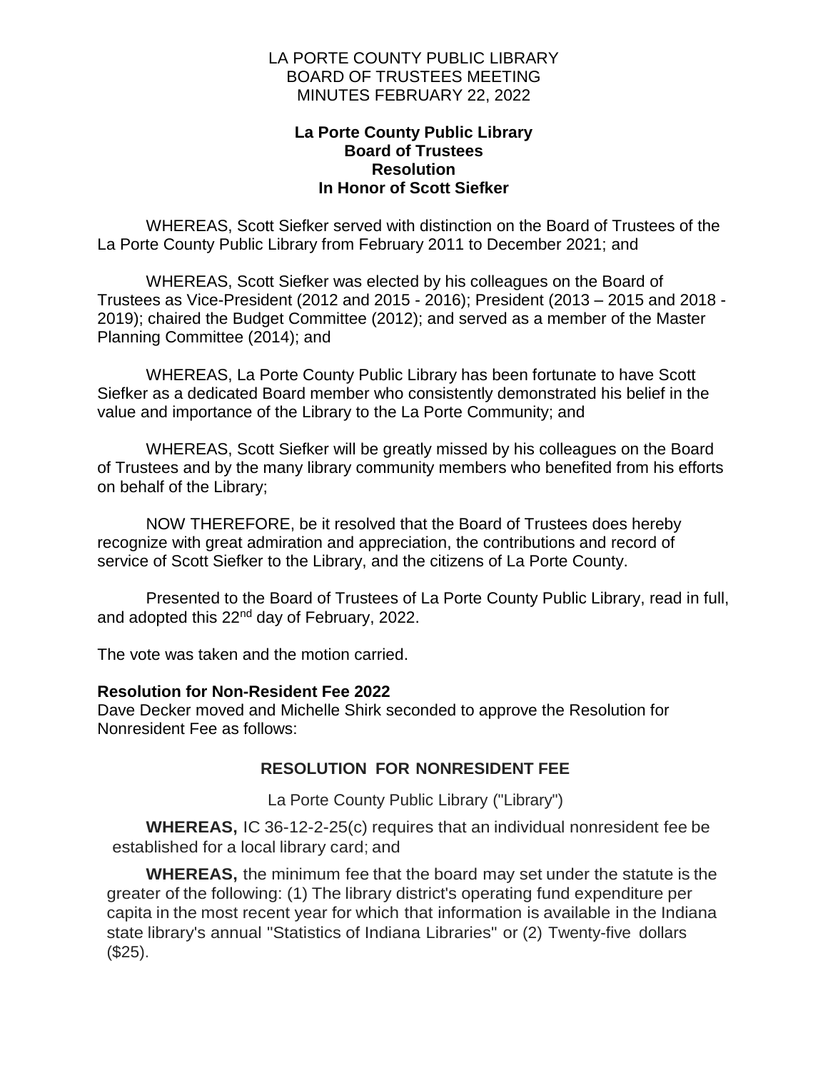LA PORTE COUNTY PUBLIC LIBRARY
BOARD OF TRUSTEES MEETING
MINUTES FEBRUARY 22, 2022

**La Porte County Public Library**
**Board of Trustees**
**Resolution**
**In Honor of Scott Siefker**

WHEREAS, Scott Siefker served with distinction on the Board of Trustees of the La Porte County Public Library from February 2011 to December 2021; and

WHEREAS, Scott Siefker was elected by his colleagues on the Board of Trustees as Vice-President (2012 and 2015 - 2016); President (2013 – 2015 and 2018 - 2019); chaired the Budget Committee (2012); and served as a member of the Master Planning Committee (2014); and

WHEREAS, La Porte County Public Library has been fortunate to have Scott Siefker as a dedicated Board member who consistently demonstrated his belief in the value and importance of the Library to the La Porte Community; and

WHEREAS, Scott Siefker will be greatly missed by his colleagues on the Board of Trustees and by the many library community members who benefited from his efforts on behalf of the Library;

NOW THEREFORE, be it resolved that the Board of Trustees does hereby recognize with great admiration and appreciation, the contributions and record of service of Scott Siefker to the Library, and the citizens of La Porte County.

Presented to the Board of Trustees of La Porte County Public Library, read in full, and adopted this 22nd day of February, 2022.

The vote was taken and the motion carried.

**Resolution for Non-Resident Fee 2022**
Dave Decker moved and Michelle Shirk seconded to approve the Resolution for Nonresident Fee as follows:

**RESOLUTION FOR NONRESIDENT FEE**

La Porte County Public Library ("Library")

**WHEREAS,** IC 36-12-2-25(c) requires that an individual nonresident fee be established for a local library card; and

**WHEREAS,** the minimum fee that the board may set under the statute is the greater of the following: (1) The library district's operating fund expenditure per capita in the most recent year for which that information is available in the Indiana state library's annual "Statistics of Indiana Libraries" or (2) Twenty-five dollars ($25).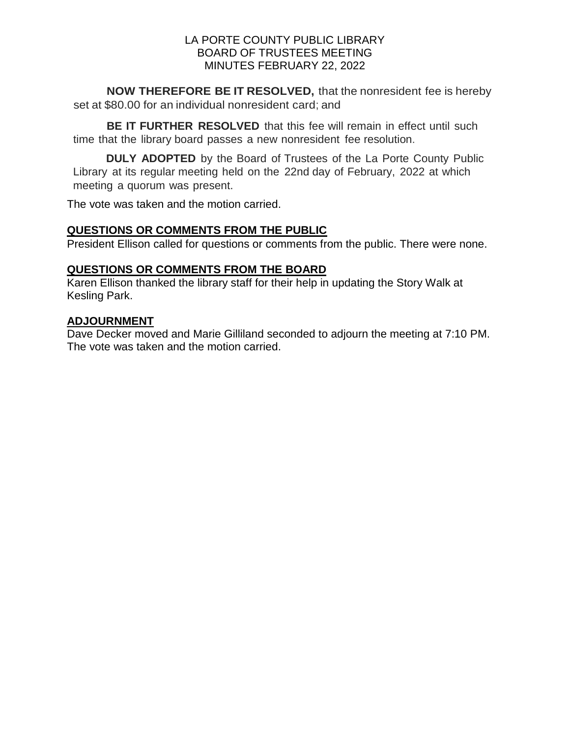**NOW THEREFORE BE IT RESOLVED,** that the nonresident fee is hereby set at $80.00 for an individual nonresident card; and

**BE IT FURTHER RESOLVED** that this fee will remain in effect until such time that the library board passes a new nonresident fee resolution.

**DULY ADOPTED** by the Board of Trustees of the La Porte County Public Library at its regular meeting held on the 22nd day of February, 2022 at which meeting a quorum was present.

The vote was taken and the motion carried.

## QUESTIONS OR COMMENTS FROM THE PUBLIC

President Ellison called for questions or comments from the public. There were none.

## QUESTIONS OR COMMENTS FROM THE BOARD

Karen Ellison thanked the library staff for their help in updating the Story Walk at Kesling Park.

## ADJOURNMENT

Dave Decker moved and Marie Gilliland seconded to adjourn the meeting at 7:10 PM. The vote was taken and the motion carried.